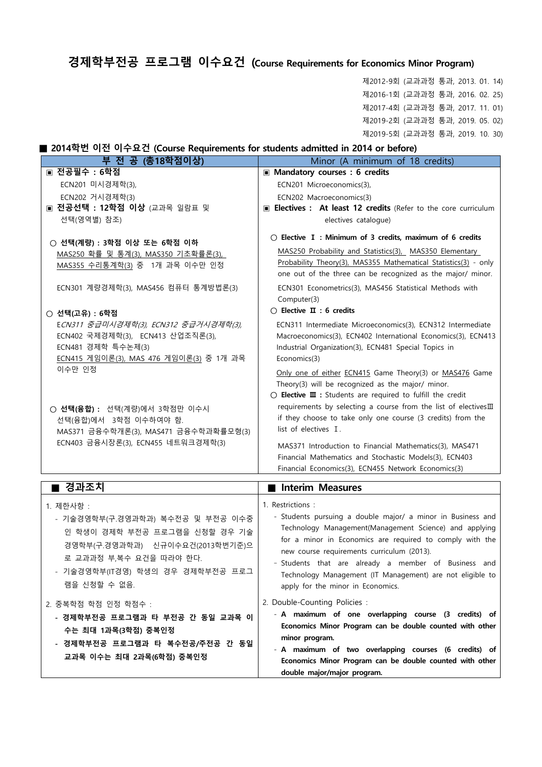# 경제학부전공 프로그램 이수요건 (Course Requirements for Economics Minor Program)

제2012-9회 (교과과정 통과, 2013. 01. 14)
제2016-1회 (교과과정 통과, 2016. 02. 25)
제2017-4회 (교과과정 통과, 2017. 11. 01)
제2019-2회 (교과과정 통과, 2019. 05. 02)
제2019-5회 (교과과정 통과, 2019. 10. 30)

## ■ 2014학번 이전 이수요건 (Course Requirements for students admitted in 2014 or before)

| 부 전 공 (총18학점이상) | Minor (A minimum of 18 credits) |
|---|---|
| ▣ **전공필수 : 6학점**<br>ECN201 미시경제학(3),<br>ECN202 거시경제학(3) | ▣ **Mandatory courses : 6 credits**<br>ECN201 Microeconomics(3),<br>ECN202 Macroeconomics(3) |
| ▣ **전공선택 : 12학점 이상** (교과목 일람표 및 선택(영역별) 참조) | ▣ **Electives : At least 12 credits** (Refer to the core curriculum electives catalogue) |
| ○ **선택(계량) : 3학점 이상 또는 6학점 이하**<br>MAS250 확률 및 통계(3), MAS350 기초확률론(3), MAS355 수리통계학(3) 중 1개 과목 이수만 인정<br><br>ECN301 계량경제학(3), MAS456 컴퓨터 통계방법론(3) | ○ **Elective Ⅰ : Minimum of 3 credits, maximum of 6 credits**<br>MAS250 Probability and Statistics(3), MAS350 Elementary Probability Theory(3), MAS355 Mathematical Statistics(3) - only one out of the three can be recognized as the major/ minor.<br><br>ECN301 Econometrics(3), MAS456 Statistical Methods with Computer(3) |
| ○ **선택(고유) : 6학점**<br>*ECN311 중급미시경제학(3), ECN312 중급거시경제학(3),*<br>ECN402 국제경제학(3), ECN413 산업조직론(3),<br>ECN481 경제학 특수논제(3)<br>ECN415 게임이론(3), MAS 476 게임이론(3) 중 1개 과목 이수만 인정 | ○ **Elective Ⅱ : 6 credits**<br>ECN311 Intermediate Microeconomics(3), ECN312 Intermediate Macroeconomics(3), ECN402 International Economics(3), ECN413 Industrial Organization(3), ECN481 Special Topics in Economics(3)<br><br>Only one of either ECN415 Game Theory(3) or MAS476 Game Theory(3) will be recognized as the major/ minor. |
| ○ **선택(융합) :** 선택(계량)에서 3학점만 이수시 선택(융합)에서 3학점 이수하여야 함.<br>MAS371 금융수학개론(3), MAS471 금융수학과확률모형(3)<br>ECN403 금융시장론(3), ECN455 네트워크경제학(3) | ○ **Elective Ⅲ :** Students are required to fulfill the credit requirements by selecting a course from the list of electivesⅢ if they choose to take only one course (3 credits) from the list of electives Ⅰ.<br><br>MAS371 Introduction to Financial Mathematics(3), MAS471 Financial Mathematics and Stochastic Models(3), ECN403 Financial Economics(3), ECN455 Network Economics(3) |

| ■ 경과조치 | ■ Interim Measures |
|---|---|
| 1. 제한사항 :<br>- 기술경영학부(구.경영과학과) 복수전공 및 부전공 이수중인 학생이 경제학 부전공 프로그램을 신청할 경우 기술경영학부(구.경영과학과) 신규이수요건(2013학번기준)으로 교과과정 부,복수 요건을 따라야 한다.<br>- 기술경영학부(IT경영) 학생의 경우 경제학부전공 프로그램을 신청할 수 없음. | 1. Restrictions :<br>- Students pursuing a double major/ a minor in Business and Technology Management(Management Science) and applying for a minor in Economics are required to comply with the new course requirements curriculum (2013).<br>- Students that are already a member of Business and Technology Management (IT Management) are not eligible to apply for the minor in Economics. |
| 2. 중복학점 학점 인정 학점수 :<br>**- 경제학부전공 프로그램과 타 부전공 간 동일 교과목 이수는 최대 1과목(3학점) 중복인정**<br>**- 경제학부전공 프로그램과 타 복수전공/주전공 간 동일 교과목 이수는 최대 2과목(6학점) 중복인정** | 2. Double-Counting Policies :<br>**- A maximum of one overlapping course (3 credits) of Economics Minor Program can be double counted with other minor program.**<br>**- A maximum of two overlapping courses (6 credits) of Economics Minor Program can be double counted with other double major/major program.** |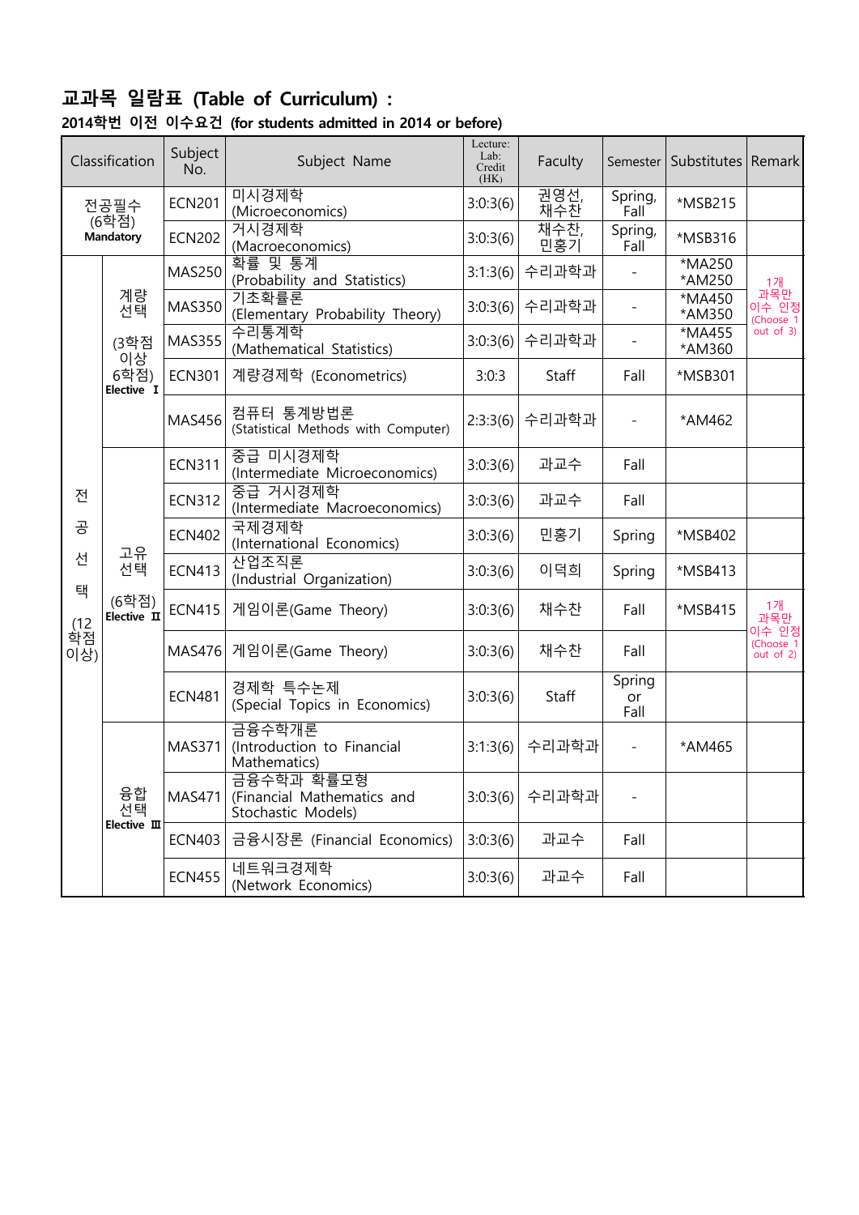## 교과목 일람표 (Table of Curriculum) :

### 2014학번 이전 이수요건 (for students admitted in 2014 or before)

| Classification | | Subject No. | Subject Name | Lecture: Lab: Credit (HK) | Faculty | Semester | Substitutes | Remark |
|---|---|---|---|---|---|---|---|---|
| 전공필수 (6학점) **Mandatory** | | ECN201 | 미시경제학 (Microeconomics) | 3:0:3(6) | 권영선, 채수찬 | Spring, Fall | *MSB215 | |
| | | ECN202 | 거시경제학 (Macroeconomics) | 3:0:3(6) | 채수찬, 민홍기 | Spring, Fall | *MSB316 | |
| 전공선택 (12학점 이상) | 계량선택 (3학점 이상 6학점) **Elective Ⅰ** | MAS250 | 확률 및 통계 (Probability and Statistics) | 3:1:3(6) | 수리과학과 | - | *MA250 *AM250 | 1개 과목만 이수 인정 (Choose 1 out of 3) |
| | | MAS350 | 기초확률론 (Elementary Probability Theory) | 3:0:3(6) | 수리과학과 | - | *MA450 *AM350 | |
| | | MAS355 | 수리통계학 (Mathematical Statistics) | 3:0:3(6) | 수리과학과 | - | *MA455 *AM360 | |
| | | ECN301 | 계량경제학 (Econometrics) | 3:0:3 | Staff | Fall | *MSB301 | |
| | | MAS456 | 컴퓨터 통계방법론 (Statistical Methods with Computer) | 2:3:3(6) | 수리과학과 | - | *AM462 | |
| | 고유선택 (6학점) **Elective Ⅱ** | ECN311 | 중급 미시경제학 (Intermediate Microeconomics) | 3:0:3(6) | 과교수 | Fall | | |
| | | ECN312 | 중급 거시경제학 (Intermediate Macroeconomics) | 3:0:3(6) | 과교수 | Fall | | |
| | | ECN402 | 국제경제학 (International Economics) | 3:0:3(6) | 민홍기 | Spring | *MSB402 | |
| | | ECN413 | 산업조직론 (Industrial Organization) | 3:0:3(6) | 이덕희 | Spring | *MSB413 | |
| | | ECN415 | 게임이론(Game Theory) | 3:0:3(6) | 채수찬 | Fall | *MSB415 | 1개 과목만 이수 인정 (Choose 1 out of 2) |
| | | MAS476 | 게임이론(Game Theory) | 3:0:3(6) | 채수찬 | Fall | | |
| | | ECN481 | 경제학 특수논제 (Special Topics in Economics) | 3:0:3(6) | Staff | Spring or Fall | | |
| | 융합선택 **Elective Ⅲ** | MAS371 | 금융수학개론 (Introduction to Financial Mathematics) | 3:1:3(6) | 수리과학과 | - | *AM465 | |
| | | MAS471 | 금융수학과 확률모형 (Financial Mathematics and Stochastic Models) | 3:0:3(6) | 수리과학과 | - | | |
| | | ECN403 | 금융시장론 (Financial Economics) | 3:0:3(6) | 과교수 | Fall | | |
| | | ECN455 | 네트워크경제학 (Network Economics) | 3:0:3(6) | 과교수 | Fall | | |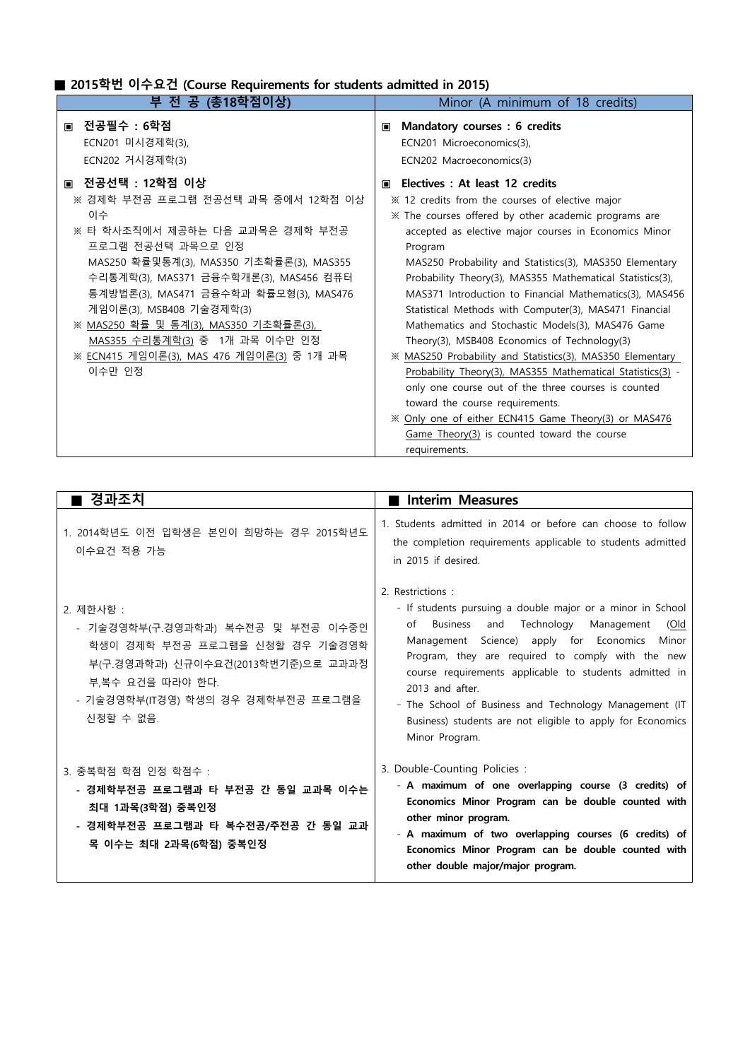■ **2015학번 이수요건 (Course Requirements for students admitted in 2015)**

| 부 전 공 (총18학점이상) | Minor (A minimum of 18 credits) |
|---|---|
| ▣ **전공필수 : 6학점**<br>ECN201 미시경제학(3),<br>ECN202 거시경제학(3)<br><br>▣ **전공선택 : 12학점 이상**<br>※ 경제학 부전공 프로그램 전공선택 과목 중에서 12학점 이상 이수<br>※ 타 학사조직에서 제공하는 다음 교과목은 경제학 부전공 프로그램 전공선택 과목으로 인정<br>MAS250 확률및통계(3), MAS350 기초확률론(3), MAS355 수리통계학(3), MAS371 금융수학개론(3), MAS456 컴퓨터 통계방법론(3), MAS471 금융수학과 확률모형(3), MAS476 게임이론(3), MSB408 기술경제학(3)<br>※ MAS250 확률 및 통계(3), MAS350 기초확률론(3), MAS355 수리통계학(3) 중 1개 과목 이수만 인정<br>※ ECN415 게임이론(3), MAS 476 게임이론(3) 중 1개 과목 이수만 인정 | ▣ **Mandatory courses : 6 credits**<br>ECN201 Microeconomics(3),<br>ECN202 Macroeconomics(3)<br><br>▣ **Electives : At least 12 credits**<br>※ 12 credits from the courses of elective major<br>※ The courses offered by other academic programs are accepted as elective major courses in Economics Minor Program<br>MAS250 Probability and Statistics(3), MAS350 Elementary Probability Theory(3), MAS355 Mathematical Statistics(3), MAS371 Introduction to Financial Mathematics(3), MAS456 Statistical Methods with Computer(3), MAS471 Financial Mathematics and Stochastic Models(3), MAS476 Game Theory(3), MSB408 Economics of Technology(3)<br>※ MAS250 Probability and Statistics(3), MAS350 Elementary Probability Theory(3), MAS355 Mathematical Statistics(3) - only one course out of the three courses is counted toward the course requirements.<br>※ Only one of either ECN415 Game Theory(3) or MAS476 Game Theory(3) is counted toward the course requirements. |

| ■ 경과조치 | ■ Interim Measures |
|---|---|
| 1. 2014학년도 이전 입학생은 본인이 희망하는 경우 2015학년도 이수요건 적용 가능 | 1. Students admitted in 2014 or before can choose to follow the completion requirements applicable to students admitted in 2015 if desired. |
| 2. 제한사항 :<br>- 기술경영학부(구.경영과학과) 복수전공 및 부전공 이수중인 학생이 경제학 부전공 프로그램을 신청할 경우 기술경영학부(구.경영과학과) 신규이수요건(2013학번기준)으로 교과과정 부,복수 요건을 따라야 한다.<br>- 기술경영학부(IT경영) 학생의 경우 경제학부전공 프로그램을 신청할 수 없음. | 2. Restrictions :<br>- If students pursuing a double major or a minor in School of Business and Technology Management (Old Management Science) apply for Economics Minor Program, they are required to comply with the new course requirements applicable to students admitted in 2013 and after.<br>- The School of Business and Technology Management (IT Business) students are not eligible to apply for Economics Minor Program. |
| 3. 중복학점 학점 인정 학점수 :<br>**- 경제학부전공 프로그램과 타 부전공 간 동일 교과목 이수는 최대 1과목(3학점) 중복인정**<br>**- 경제학부전공 프로그램과 타 복수전공/주전공 간 동일 교과목 이수는 최대 2과목(6학점) 중복인정** | 3. Double-Counting Policies :<br>**- A maximum of one overlapping course (3 credits) of Economics Minor Program can be double counted with other minor program.**<br>**- A maximum of two overlapping courses (6 credits) of Economics Minor Program can be double counted with other double major/major program.** |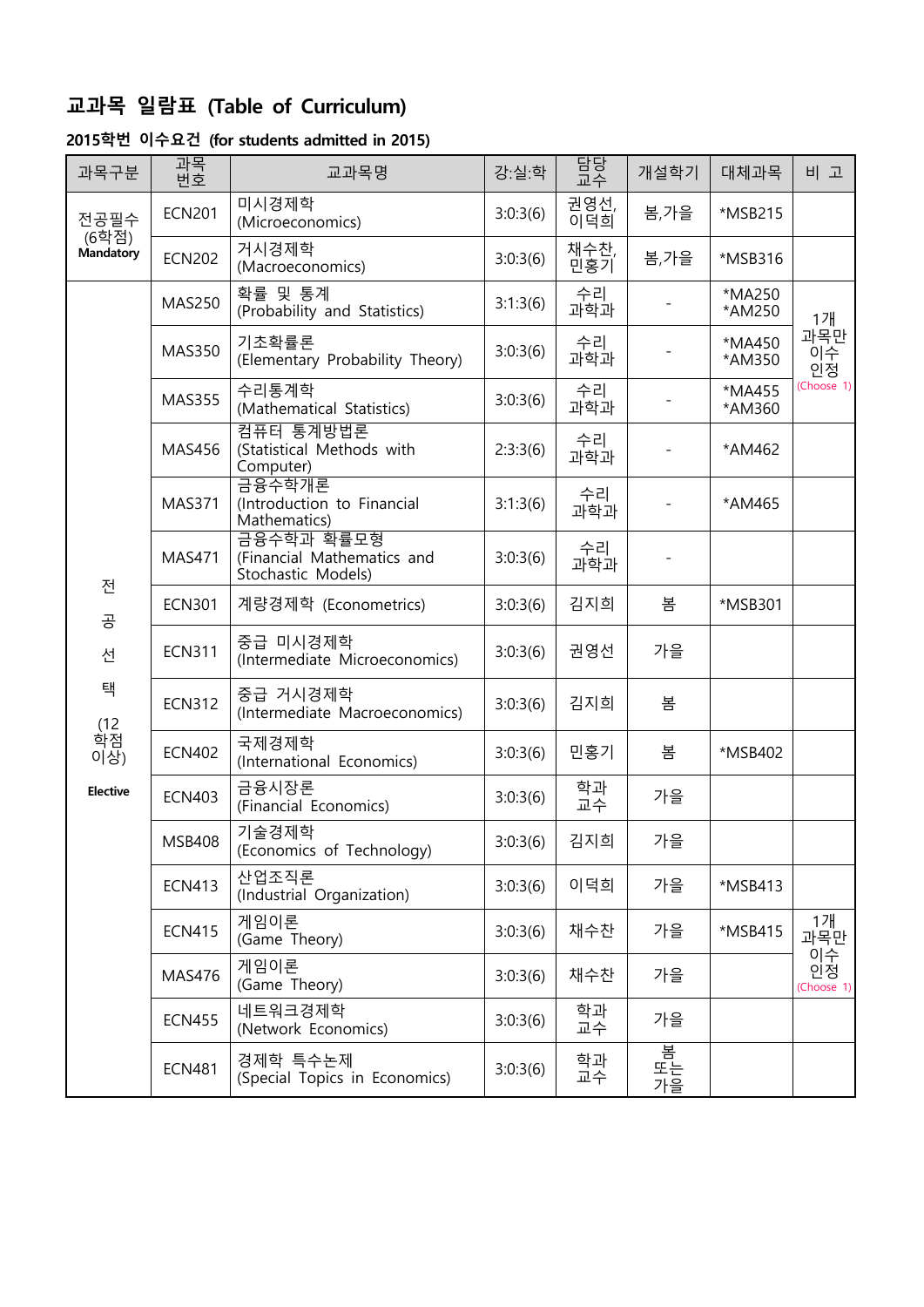## 교과목 일람표 (Table of Curriculum)

### 2015학번 이수요건 (for students admitted in 2015)

| 과목구분 | 과목번호 | 교과목명 | 강:실:학 | 담당교수 | 개설학기 | 대체과목 | 비 고 |
|---|---|---|---|---|---|---|---|
| 전공필수 (6학점) **Mandatory** | ECN201 | 미시경제학 (Microeconomics) | 3:0:3(6) | 권영선, 이덕희 | 봄,가을 | *MSB215 | |
| | ECN202 | 거시경제학 (Macroeconomics) | 3:0:3(6) | 채수찬, 민홍기 | 봄,가을 | *MSB316 | |
| 전공선택 (12학점 이상) **Elective** | MAS250 | 확률 및 통계 (Probability and Statistics) | 3:1:3(6) | 수리과학과 | - | *MA250 *AM250 | 1개 과목만 이수 인정 (Choose 1) |
| | MAS350 | 기초확률론 (Elementary Probability Theory) | 3:0:3(6) | 수리과학과 | - | *MA450 *AM350 | |
| | MAS355 | 수리통계학 (Mathematical Statistics) | 3:0:3(6) | 수리과학과 | - | *MA455 *AM360 | |
| | MAS456 | 컴퓨터 통계방법론 (Statistical Methods with Computer) | 2:3:3(6) | 수리과학과 | - | *AM462 | |
| | MAS371 | 금융수학개론 (Introduction to Financial Mathematics) | 3:1:3(6) | 수리과학과 | - | *AM465 | |
| | MAS471 | 금융수학과 확률모형 (Financial Mathematics and Stochastic Models) | 3:0:3(6) | 수리과학과 | - | | |
| | ECN301 | 계량경제학 (Econometrics) | 3:0:3(6) | 김지희 | 봄 | *MSB301 | |
| | ECN311 | 중급 미시경제학 (Intermediate Microeconomics) | 3:0:3(6) | 권영선 | 가을 | | |
| | ECN312 | 중급 거시경제학 (Intermediate Macroeconomics) | 3:0:3(6) | 김지희 | 봄 | | |
| | ECN402 | 국제경제학 (International Economics) | 3:0:3(6) | 민홍기 | 봄 | *MSB402 | |
| | ECN403 | 금융시장론 (Financial Economics) | 3:0:3(6) | 학과교수 | 가을 | | |
| | MSB408 | 기술경제학 (Economics of Technology) | 3:0:3(6) | 김지희 | 가을 | | |
| | ECN413 | 산업조직론 (Industrial Organization) | 3:0:3(6) | 이덕희 | 가을 | *MSB413 | |
| | ECN415 | 게임이론 (Game Theory) | 3:0:3(6) | 채수찬 | 가을 | *MSB415 | 1개 과목만 이수 인정 (Choose 1) |
| | MAS476 | 게임이론 (Game Theory) | 3:0:3(6) | 채수찬 | 가을 | | |
| | ECN455 | 네트워크경제학 (Network Economics) | 3:0:3(6) | 학과교수 | 가을 | | |
| | ECN481 | 경제학 특수논제 (Special Topics in Economics) | 3:0:3(6) | 학과교수 | 봄 또는 가을 | | |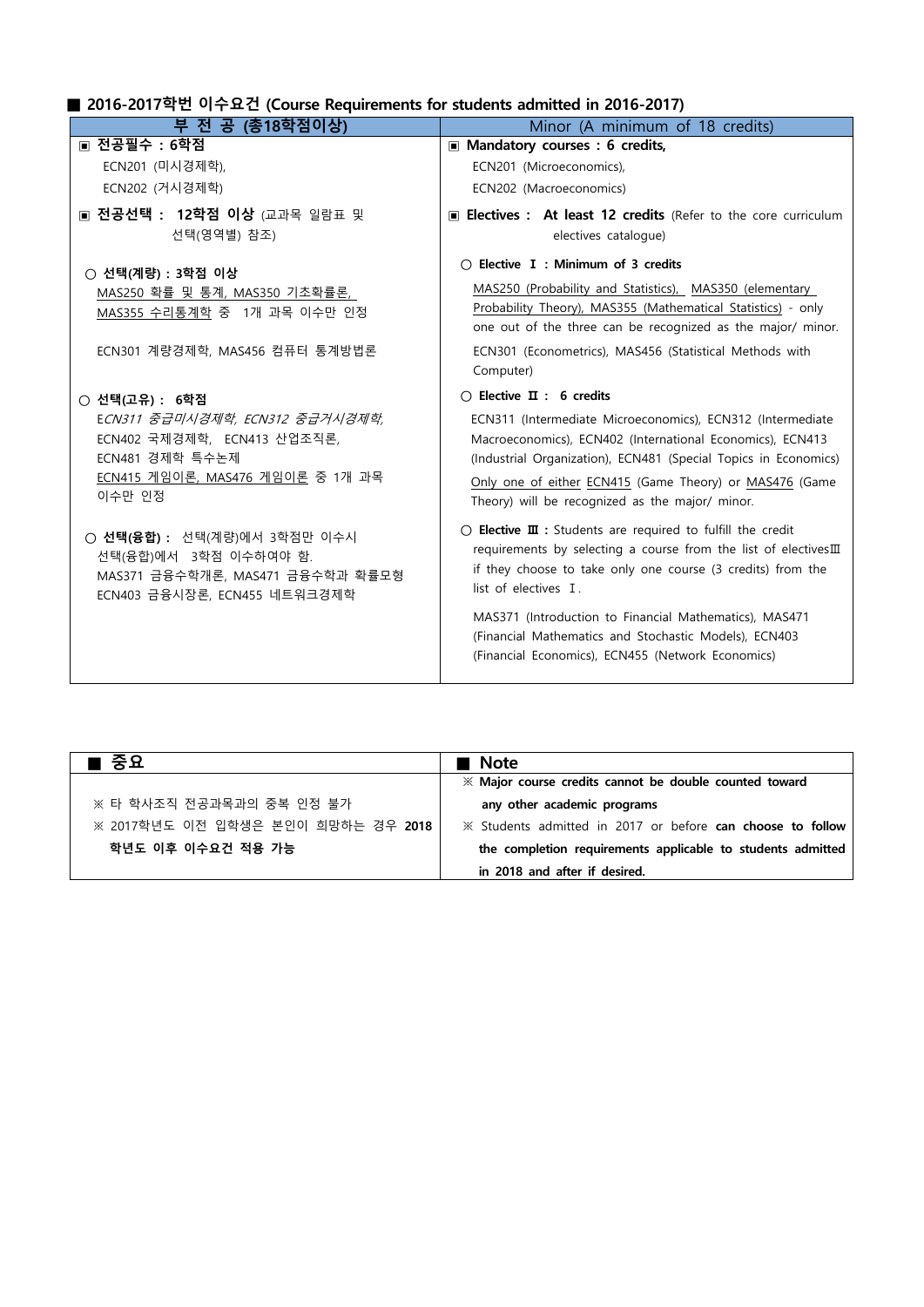## ■ 2016-2017학번 이수요건 (Course Requirements for students admitted in 2016-2017)

| 부 전 공 (총18학점이상) | Minor (A minimum of 18 credits) |
|---|---|
| ▣ **전공필수 : 6학점**<br>ECN201 (미시경제학),<br>ECN202 (거시경제학) | ▣ **Mandatory courses : 6 credits,**<br>ECN201 (Microeconomics),<br>ECN202 (Macroeconomics) |
| ▣ **전공선택 : 12학점 이상** (교과목 일람표 및 선택(영역별) 참조) | ▣ **Electives : At least 12 credits** (Refer to the core curriculum electives catalogue) |
| ○ **선택(계량) : 3학점 이상**<br>MAS250 확률 및 통계, MAS350 기초확률론, MAS355 수리통계학 중 1개 과목 이수만 인정<br><br>ECN301 계량경제학, MAS456 컴퓨터 통계방법론 | ○ **Elective Ⅰ : Minimum of 3 credits**<br>MAS250 (Probability and Statistics), MAS350 (elementary Probability Theory), MAS355 (Mathematical Statistics) - only one out of the three can be recognized as the major/ minor.<br><br>ECN301 (Econometrics), MAS456 (Statistical Methods with Computer) |
| ○ **선택(고유) : 6학점**<br>E*CN311 중급미시경제학, ECN312 중급거시경제학,*<br>ECN402 국제경제학, ECN413 산업조직론,<br>ECN481 경제학 특수논제<br>ECN415 게임이론, MAS476 게임이론 중 1개 과목 이수만 인정 | ○ **Elective Ⅱ : 6 credits**<br>ECN311 (Intermediate Microeconomics), ECN312 (Intermediate Macroeconomics), ECN402 (International Economics), ECN413 (Industrial Organization), ECN481 (Special Topics in Economics)<br>Only one of either ECN415 (Game Theory) or MAS476 (Game Theory) will be recognized as the major/ minor. |
| ○ **선택(융합) :** 선택(계량)에서 3학점만 이수시 선택(융합)에서 3학점 이수하여야 함.<br>MAS371 금융수학개론, MAS471 금융수학과 확률모형<br>ECN403 금융시장론, ECN455 네트워크경제학 | ○ **Elective Ⅲ :** Students are required to fulfill the credit requirements by selecting a course from the list of electivesⅢ if they choose to take only one course (3 credits) from the list of electives Ⅰ.<br><br>MAS371 (Introduction to Financial Mathematics), MAS471 (Financial Mathematics and Stochastic Models), ECN403 (Financial Economics), ECN455 (Network Economics) |

| ■ 중요 | ■ Note |
|---|---|
| ※ 타 학사조직 전공과목과의 중복 인정 불가<br>※ 2017학년도 이전 입학생은 본인이 희망하는 경우 **2018 학년도 이후 이수요건 적용 가능** | ※ **Major course credits cannot be double counted toward any other academic programs**<br>※ Students admitted in 2017 or before **can choose to follow the completion requirements applicable to students admitted in 2018 and after if desired.** |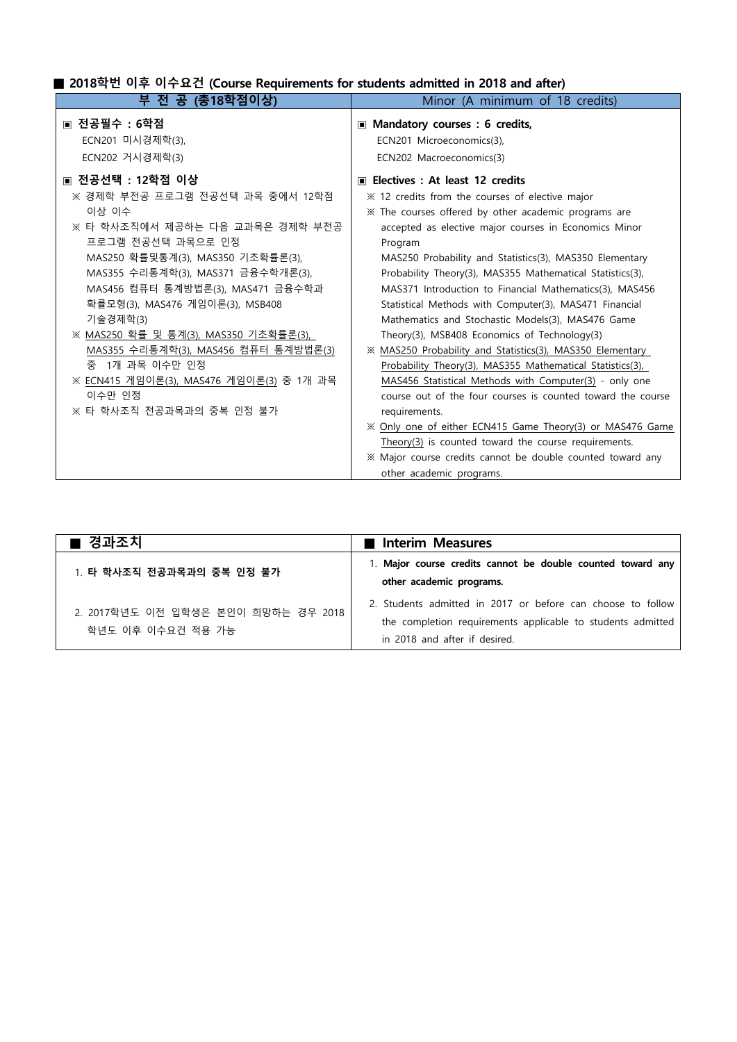## ■ 2018학번 이후 이수요건 (Course Requirements for students admitted in 2018 and after)

| 부 전 공 (총18학점이상) | Minor (A minimum of 18 credits) |
|---|---|
| ▣ **전공필수 : 6학점**<br>ECN201 미시경제학(3),<br>ECN202 거시경제학(3)<br><br>▣ **전공선택 : 12학점 이상**<br>※ 경제학 부전공 프로그램 전공선택 과목 중에서 12학점 이상 이수<br>※ 타 학사조직에서 제공하는 다음 교과목은 경제학 부전공 프로그램 전공선택 과목으로 인정<br>MAS250 확률및통계(3), MAS350 기초확률론(3), MAS355 수리통계학(3), MAS371 금융수학개론(3), MAS456 컴퓨터 통계방법론(3), MAS471 금융수학과 확률모형(3), MAS476 게임이론(3), MSB408 기술경제학(3)<br>※ <u>MAS250 확률 및 통계(3), MAS350 기초확률론(3), MAS355 수리통계학(3), MAS456 컴퓨터 통계방법론(3)</u> 중 1개 과목 이수만 인정<br>※ <u>ECN415 게임이론(3), MAS476 게임이론(3)</u> 중 1개 과목 이수만 인정<br>※ 타 학사조직 전공과목과의 중복 인정 불가 | ▣ **Mandatory courses : 6 credits,**<br>ECN201 Microeconomics(3),<br>ECN202 Macroeconomics(3)<br><br>▣ **Electives : At least 12 credits**<br>※ 12 credits from the courses of elective major<br>※ The courses offered by other academic programs are accepted as elective major courses in Economics Minor Program<br>MAS250 Probability and Statistics(3), MAS350 Elementary Probability Theory(3), MAS355 Mathematical Statistics(3), MAS371 Introduction to Financial Mathematics(3), MAS456 Statistical Methods with Computer(3), MAS471 Financial Mathematics and Stochastic Models(3), MAS476 Game Theory(3), MSB408 Economics of Technology(3)<br>※ <u>MAS250 Probability and Statistics(3), MAS350 Elementary Probability Theory(3), MAS355 Mathematical Statistics(3), MAS456 Statistical Methods with Computer(3)</u> - only one course out of the four courses is counted toward the course requirements.<br>※ <u>Only one of either ECN415 Game Theory(3) or MAS476 Game Theory(3)</u> is counted toward the course requirements.<br>※ Major course credits cannot be double counted toward any other academic programs. |

| ■ 경과조치 | ■ Interim Measures |
|---|---|
| 1. **타 학사조직 전공과목과의 중복 인정 불가** | 1. **Major course credits cannot be double counted toward any other academic programs.** |
| 2. 2017학년도 이전 입학생은 본인이 희망하는 경우 2018 학년도 이후 이수요건 적용 가능 | 2. Students admitted in 2017 or before can choose to follow the completion requirements applicable to students admitted in 2018 and after if desired. |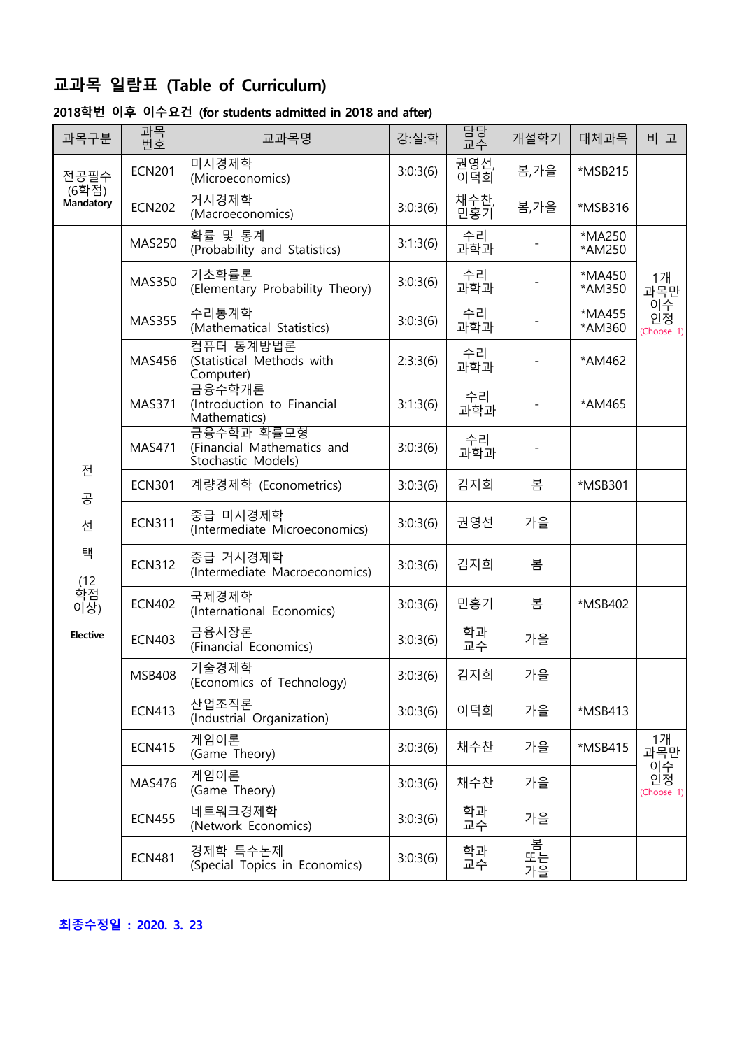## 교과목 일람표 (Table of Curriculum)

### 2018학번 이후 이수요건 (for students admitted in 2018 and after)

| 과목구분 | 과목번호 | 교과목명 | 강:실:학 | 담당교수 | 개설학기 | 대체과목 | 비 고 |
|---|---|---|---|---|---|---|---|
| 전공필수 (6학점) **Mandatory** | ECN201 | 미시경제학 (Microeconomics) | 3:0:3(6) | 권영선, 이덕희 | 봄,가을 | *MSB215 | |
| | ECN202 | 거시경제학 (Macroeconomics) | 3:0:3(6) | 채수찬, 민홍기 | 봄,가을 | *MSB316 | |
| 전공선택 (12학점 이상) **Elective** | MAS250 | 확률 및 통계 (Probability and Statistics) | 3:1:3(6) | 수리과학과 | - | *MA250 *AM250 | 1개 과목만 이수 인정 (Choose 1) |
| | MAS350 | 기초확률론 (Elementary Probability Theory) | 3:0:3(6) | 수리과학과 | - | *MA450 *AM350 | |
| | MAS355 | 수리통계학 (Mathematical Statistics) | 3:0:3(6) | 수리과학과 | - | *MA455 *AM360 | |
| | MAS456 | 컴퓨터 통계방법론 (Statistical Methods with Computer) | 2:3:3(6) | 수리과학과 | - | *AM462 | |
| | MAS371 | 금융수학개론 (Introduction to Financial Mathematics) | 3:1:3(6) | 수리과학과 | - | *AM465 | |
| | MAS471 | 금융수학과 확률모형 (Financial Mathematics and Stochastic Models) | 3:0:3(6) | 수리과학과 | - | | |
| | ECN301 | 계량경제학 (Econometrics) | 3:0:3(6) | 김지희 | 봄 | *MSB301 | |
| | ECN311 | 중급 미시경제학 (Intermediate Microeconomics) | 3:0:3(6) | 권영선 | 가을 | | |
| | ECN312 | 중급 거시경제학 (Intermediate Macroeconomics) | 3:0:3(6) | 김지희 | 봄 | | |
| | ECN402 | 국제경제학 (International Economics) | 3:0:3(6) | 민홍기 | 봄 | *MSB402 | |
| | ECN403 | 금융시장론 (Financial Economics) | 3:0:3(6) | 학과교수 | 가을 | | |
| | MSB408 | 기술경제학 (Economics of Technology) | 3:0:3(6) | 김지희 | 가을 | | |
| | ECN413 | 산업조직론 (Industrial Organization) | 3:0:3(6) | 이덕희 | 가을 | *MSB413 | |
| | ECN415 | 게임이론 (Game Theory) | 3:0:3(6) | 채수찬 | 가을 | *MSB415 | 1개 과목만 이수 인정 (Choose 1) |
| | MAS476 | 게임이론 (Game Theory) | 3:0:3(6) | 채수찬 | 가을 | | |
| | ECN455 | 네트워크경제학 (Network Economics) | 3:0:3(6) | 학과교수 | 가을 | | |
| | ECN481 | 경제학 특수논제 (Special Topics in Economics) | 3:0:3(6) | 학과교수 | 봄 또는 가을 | | |

**최종수정일 : 2020. 3. 23**